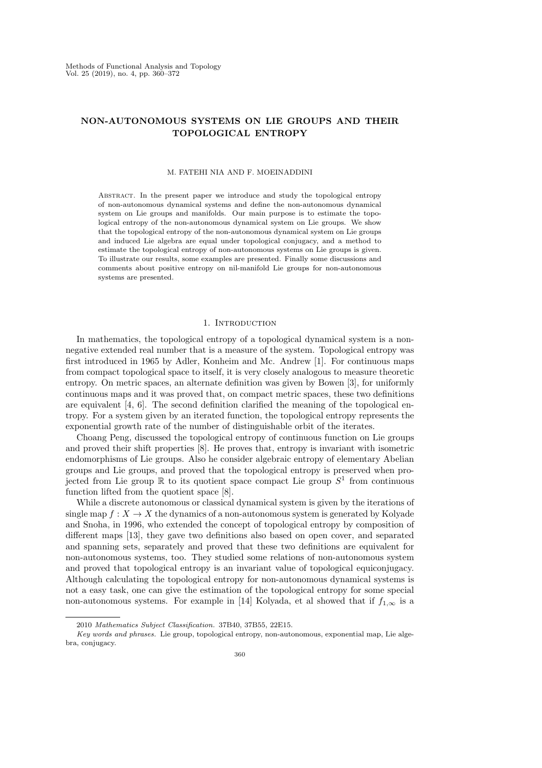# NON-AUTONOMOUS SYSTEMS ON LIE GROUPS AND THEIR TOPOLOGICAL ENTROPY

M. FATEHI NIA AND F. MOEINADDINI

Abstract. In the present paper we introduce and study the topological entropy of non-autonomous dynamical systems and define the non-autonomous dynamical system on Lie groups and manifolds. Our main purpose is to estimate the topological entropy of the non-autonomous dynamical system on Lie groups. We show that the topological entropy of the non-autonomous dynamical system on Lie groups and induced Lie algebra are equal under topological conjugacy, and a method to estimate the topological entropy of non-autonomous systems on Lie groups is given. To illustrate our results, some examples are presented. Finally some discussions and comments about positive entropy on nil-manifold Lie groups for non-autonomous systems are presented.

## 1. Introduction

In mathematics, the topological entropy of a topological dynamical system is a non-negative extended real number that is a measure of the system. Topological entropy was first introduced in 1965 by Adler, Konheim and Mc. Andrew [1]. For continuous maps from compact topological space to itself, it is very closely analogous to measure theoretic entropy. On metric spaces, an alternate definition was given by Bowen [3], for uniformly continuous maps and it was proved that, on compact metric spaces, these two definitions are equivalent [4, 6]. The second definition clarified the meaning of the topological entropy. For a system given by an iterated function, the topological entropy represents the exponential growth rate of the number of distinguishable orbit of the iterates.

Choang Peng, discussed the topological entropy of continuous function on Lie groups and proved their shift properties [8]. He proves that, entropy is invariant with isometric endomorphisms of Lie groups. Also he consider algebraic entropy of elementary Abelian groups and Lie groups, and proved that the topological entropy is preserved when projected from Lie group $\mathbb{R}$ to its quotient space compact Lie group $S^1$ from continuous function lifted from the quotient space [8].

While a discrete autonomous or classical dynamical system is given by the iterations of single map $f : X \to X$ the dynamics of a non-autonomous system is generated by Kolyade and Snoha, in 1996, who extended the concept of topological entropy by composition of different maps [13], they gave two definitions also based on open cover, and separated and spanning sets, separately and proved that these two definitions are equivalent for non-autonomous systems, too. They studied some relations of non-autonomous system and proved that topological entropy is an invariant value of topological equiconjugacy. Although calculating the topological entropy for non-autonomous dynamical systems is not a easy task, one can give the estimation of the topological entropy for some special non-autonomous systems. For example in [14] Kolyada, et al showed that if $f_{1,\infty}$ is a

---

2010 *Mathematics Subject Classification.* 37B40, 37B55, 22E15.

*Key words and phrases.* Lie group, topological entropy, non-autonomous, exponential map, Lie algebra, conjugacy.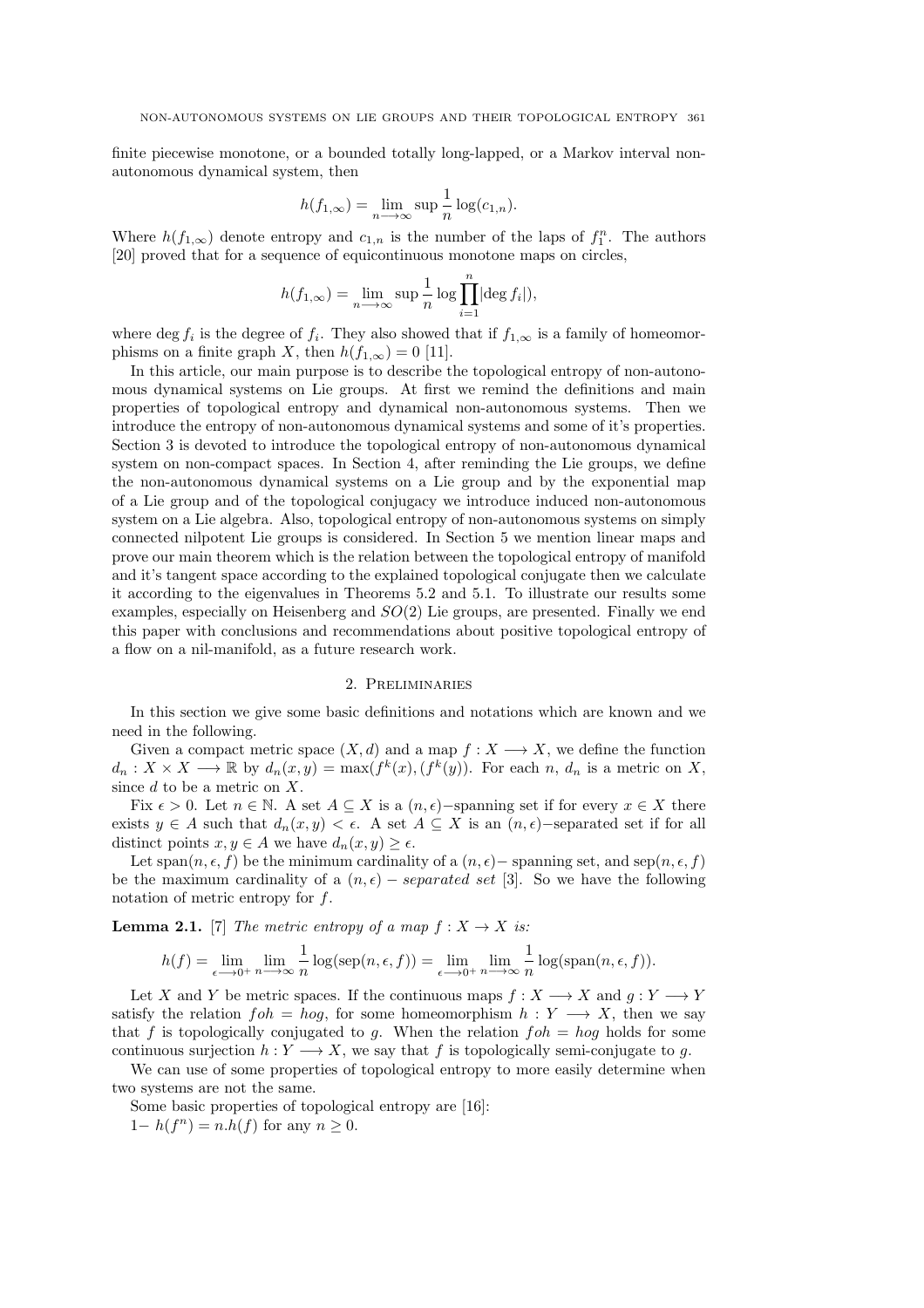finite piecewise monotone, or a bounded totally long-lapped, or a Markov interval non-autonomous dynamical system, then

$$h(f_{1,\infty}) = \lim_{n\longrightarrow\infty} \sup \frac{1}{n} \log(c_{1,n}).$$

Where $h(f_{1,\infty})$ denote entropy and $c_{1,n}$ is the number of the laps of $f_1^n$. The authors [20] proved that for a sequence of equicontinuous monotone maps on circles,

$$h(f_{1,\infty}) = \lim_{n\longrightarrow\infty} \sup \frac{1}{n} \log \prod_{i=1}^{n} |\deg f_i|),$$

where $\deg f_i$ is the degree of $f_i$. They also showed that if $f_{1,\infty}$ is a family of homeomorphisms on a finite graph $X$, then $h(f_{1,\infty}) = 0$ [11].

In this article, our main purpose is to describe the topological entropy of non-autonomous dynamical systems on Lie groups. At first we remind the definitions and main properties of topological entropy and dynamical non-autonomous systems. Then we introduce the entropy of non-autonomous dynamical systems and some of it's properties. Section 3 is devoted to introduce the topological entropy of non-autonomous dynamical system on non-compact spaces. In Section 4, after reminding the Lie groups, we define the non-autonomous dynamical systems on a Lie group and by the exponential map of a Lie group and of the topological conjugacy we introduce induced non-autonomous system on a Lie algebra. Also, topological entropy of non-autonomous systems on simply connected nilpotent Lie groups is considered. In Section 5 we mention linear maps and prove our main theorem which is the relation between the topological entropy of manifold and it's tangent space according to the explained topological conjugate then we calculate it according to the eigenvalues in Theorems 5.2 and 5.1. To illustrate our results some examples, especially on Heisenberg and $SO(2)$ Lie groups, are presented. Finally we end this paper with conclusions and recommendations about positive topological entropy of a flow on a nil-manifold, as a future research work.

## 2. Preliminaries

In this section we give some basic definitions and notations which are known and we need in the following.

Given a compact metric space $(X, d)$ and a map $f : X \longrightarrow X$, we define the function $d_n : X \times X \longrightarrow \mathbb{R}$ by $d_n(x, y) = \max(f^k(x), (f^k(y))$. For each $n$, $d_n$ is a metric on $X$, since $d$ to be a metric on $X$.

Fix $\epsilon > 0$. Let $n \in \mathbb{N}$. A set $A \subseteq X$ is a $(n, \epsilon)-$spanning set if for every $x \in X$ there exists $y \in A$ such that $d_n(x, y) < \epsilon$. A set $A \subseteq X$ is an $(n, \epsilon)-$separated set if for all distinct points $x, y \in A$ we have $d_n(x, y) \geq \epsilon$.

Let $\text{span}(n, \epsilon, f)$ be the minimum cardinality of a $(n, \epsilon)-$ spanning set, and $\text{sep}(n, \epsilon, f)$ be the maximum cardinality of a $(n, \epsilon)$ *− separated set* [3]. So we have the following notation of metric entropy for $f$.

**Lemma 2.1.** [7] *The metric entropy of a map $f : X \to X$ is:*

$$h(f) = \lim_{\epsilon\longrightarrow 0^+} \lim_{n\longrightarrow\infty} \frac{1}{n} \log(\text{sep}(n, \epsilon, f)) = \lim_{\epsilon\longrightarrow 0^+} \lim_{n\longrightarrow\infty} \frac{1}{n} \log(\text{span}(n, \epsilon, f)).$$

Let $X$ and $Y$ be metric spaces. If the continuous maps $f : X \longrightarrow X$ and $g : Y \longrightarrow Y$ satisfy the relation $foh = hog$, for some homeomorphism $h : Y \longrightarrow X$, then we say that $f$ is topologically conjugated to $g$. When the relation $foh = hog$ holds for some continuous surjection $h : Y \longrightarrow X$, we say that $f$ is topologically semi-conjugate to $g$.

We can use of some properties of topological entropy to more easily determine when two systems are not the same.

Some basic properties of topological entropy are [16]:

1− $h(f^n) = n.h(f)$ for any $n \geq 0$.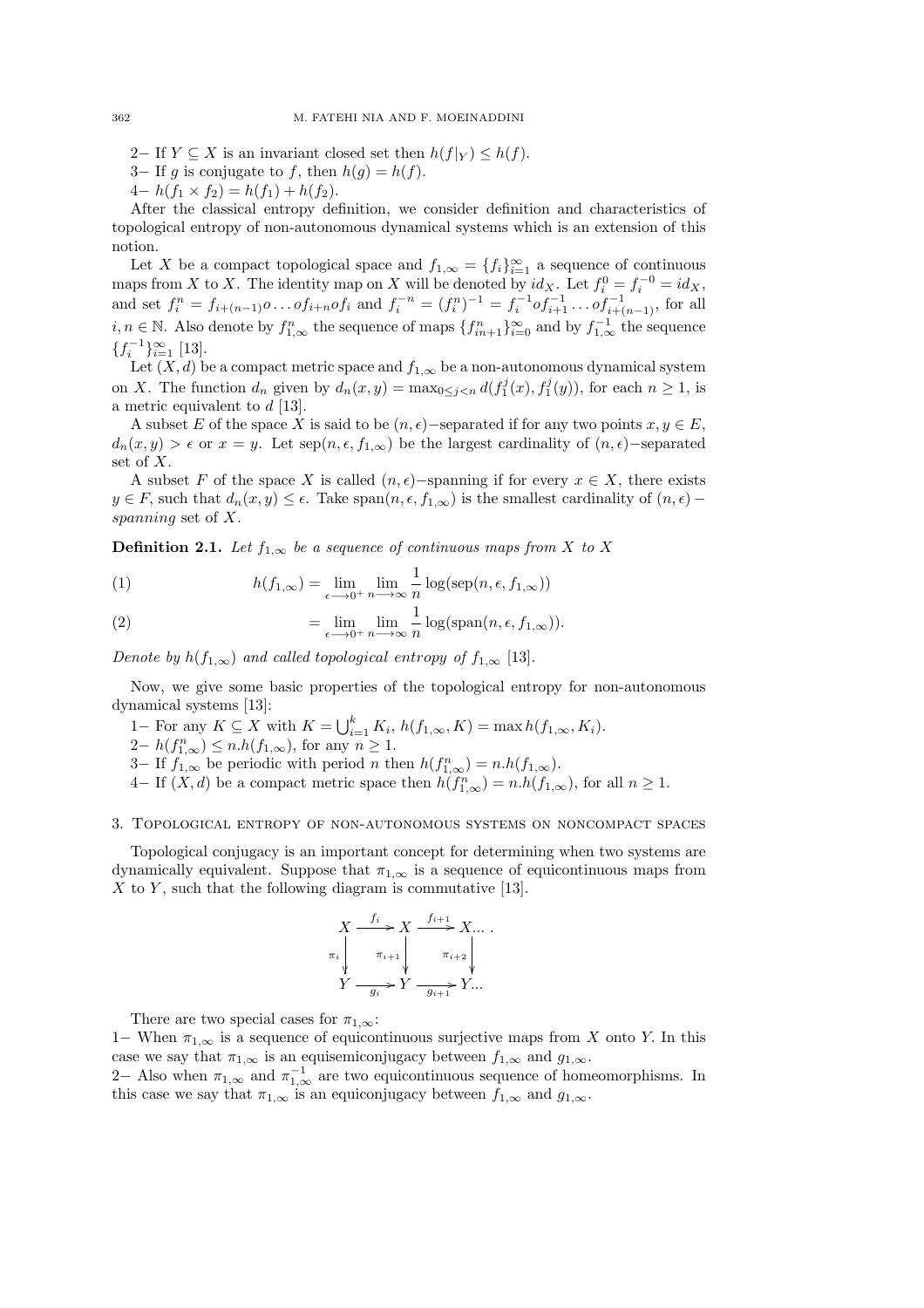2− If $Y \subseteq X$ is an invariant closed set then $h(f|_Y) \leq h(f)$.

3− If $g$ is conjugate to $f$, then $h(g) = h(f)$.

4− $h(f_1 \times f_2) = h(f_1) + h(f_2)$.

After the classical entropy definition, we consider definition and characteristics of topological entropy of non-autonomous dynamical systems which is an extension of this notion.

Let $X$ be a compact topological space and $f_{1,\infty} = \{f_i\}_{i=1}^{\infty}$ a sequence of continuous maps from $X$ to $X$. The identity map on $X$ will be denoted by $id_X$. Let $f_i^0 = f_i^{-0} = id_X$, and set $f_i^n = f_{i+(n-1)} o \ldots o f_{i+n} o f_i$ and $f_i^{-n} = (f_i^n)^{-1} = f_i^{-1} o f_{i+1}^{-1} \ldots o f_{i+(n-1)}^{-1}$, for all $i, n \in \mathbb{N}$. Also denote by $f_{1,\infty}^n$ the sequence of maps $\{f_{in+1}^n\}_{i=0}^{\infty}$ and by $f_{1,\infty}^{-1}$ the sequence $\{f_i^{-1}\}_{i=1}^{\infty}$ [13].

Let $(X, d)$ be a compact metric space and $f_{1,\infty}$ be a non-autonomous dynamical system on $X$. The function $d_n$ given by $d_n(x, y) = \max_{0 \leq j < n} d(f_1^j(x), f_1^j(y))$, for each $n \geq 1$, is a metric equivalent to $d$ [13].

A subset $E$ of the space $X$ is said to be $(n, \epsilon)-$separated if for any two points $x, y \in E$, $d_n(x, y) > \epsilon$ or $x = y$. Let $\text{sep}(n, \epsilon, f_{1,\infty})$ be the largest cardinality of $(n, \epsilon)-$separated set of $X$.

A subset $F$ of the space $X$ is called $(n, \epsilon)-$spanning if for every $x \in X$, there exists $y \in F$, such that $d_n(x, y) \leq \epsilon$. Take $\text{span}(n, \epsilon, f_{1,\infty})$ is the smallest cardinality of $(n, \epsilon)-$ *spanning* set of $X$.

**Definition 2.1.** *Let $f_{1,\infty}$ be a sequence of continuous maps from $X$ to $X$*

$$h(f_{1,\infty}) = \lim_{\epsilon \longrightarrow 0^+} \lim_{n \longrightarrow \infty} \frac{1}{n} \log(\text{sep}(n, \epsilon, f_{1,\infty})) \tag{1}$$

$$= \lim_{\epsilon \longrightarrow 0^+} \lim_{n \longrightarrow \infty} \frac{1}{n} \log(\text{span}(n, \epsilon, f_{1,\infty})). \tag{2}$$

*Denote by $h(f_{1,\infty})$ and called topological entropy of $f_{1,\infty}$* [13].

Now, we give some basic properties of the topological entropy for non-autonomous dynamical systems [13]:

1− For any $K \subseteq X$ with $K = \bigcup_{i=1}^{k} K_i$, $h(f_{1,\infty}, K) = \max h(f_{1,\infty}, K_i)$.

2− $h(f_{1,\infty}^n) \leq n.h(f_{1,\infty})$, for any $n \geq 1$.

3− If $f_{1,\infty}$ be periodic with period $n$ then $h(f_{1,\infty}^n) = n.h(f_{1,\infty})$.

4− If $(X, d)$ be a compact metric space then $h(f_{1,\infty}^n) = n.h(f_{1,\infty})$, for all $n \geq 1$.

## 3. Topological entropy of non-autonomous systems on noncompact spaces

Topological conjugacy is an important concept for determining when two systems are dynamically equivalent. Suppose that $\pi_{1,\infty}$ is a sequence of equicontinuous maps from $X$ to $Y$, such that the following diagram is commutative [13].

$$\begin{array}{ccccc}
X & \xrightarrow{f_i} & X & \xrightarrow{f_{i+1}} & X \ldots \\
\downarrow \pi_i & & \downarrow \pi_{i+1} & & \downarrow \pi_{i+2} \\
Y & \xrightarrow[g_i]{} & Y & \xrightarrow[g_{i+1}]{} & Y \ldots
\end{array}$$

There are two special cases for $\pi_{1,\infty}$:

1− When $\pi_{1,\infty}$ is a sequence of equicontinuous surjective maps from $X$ onto $Y$. In this case we say that $\pi_{1,\infty}$ is an equisemiconjugacy between $f_{1,\infty}$ and $g_{1,\infty}$.

2− Also when $\pi_{1,\infty}$ and $\pi_{1,\infty}^{-1}$ are two equicontinuous sequence of homeomorphisms. In this case we say that $\pi_{1,\infty}$ is an equiconjugacy between $f_{1,\infty}$ and $g_{1,\infty}$.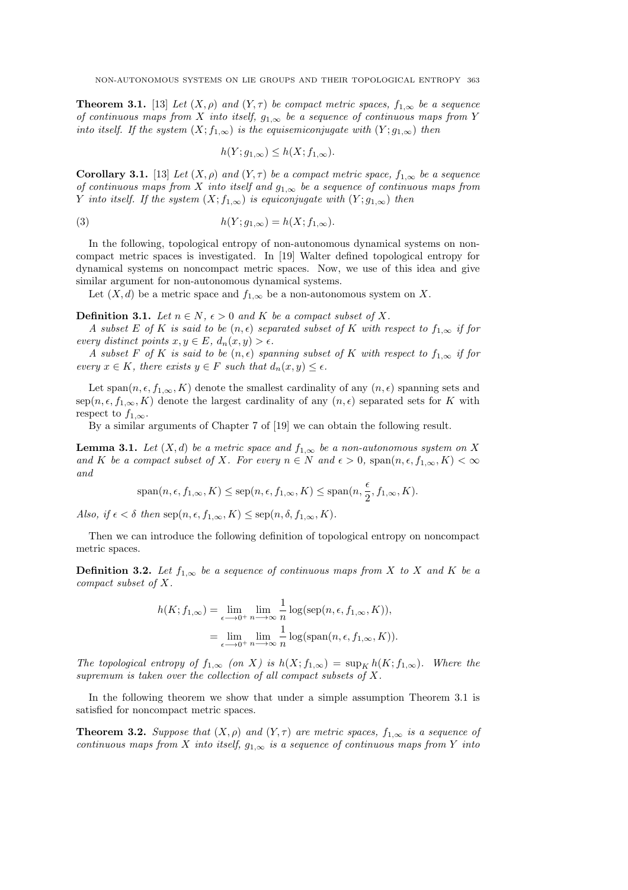**Theorem 3.1.** [13] *Let $(X, \rho)$ and $(Y, \tau)$ be compact metric spaces, $f_{1,\infty}$ be a sequence of continuous maps from $X$ into itself, $g_{1,\infty}$ be a sequence of continuous maps from $Y$ into itself. If the system $(X; f_{1,\infty})$ is the equisemiconjugate with $(Y; g_{1,\infty})$ then*

$$h(Y; g_{1,\infty}) \leq h(X; f_{1,\infty}).$$

**Corollary 3.1.** [13] *Let $(X, \rho)$ and $(Y, \tau)$ be a compact metric space, $f_{1,\infty}$ be a sequence of continuous maps from $X$ into itself and $g_{1,\infty}$ be a sequence of continuous maps from $Y$ into itself. If the system $(X; f_{1,\infty})$ is equiconjugate with $(Y; g_{1,\infty})$ then*

$$h(Y; g_{1,\infty}) = h(X; f_{1,\infty}). \tag{3}$$

In the following, topological entropy of non-autonomous dynamical systems on non-compact metric spaces is investigated. In [19] Walter defined topological entropy for dynamical systems on noncompact metric spaces. Now, we use of this idea and give similar argument for non-autonomous dynamical systems.

Let $(X, d)$ be a metric space and $f_{1,\infty}$ be a non-autonomous system on $X$.

**Definition 3.1.** *Let $n \in N$, $\epsilon > 0$ and $K$ be a compact subset of $X$.*

*A subset $E$ of $K$ is said to be $(n, \epsilon)$ separated subset of $K$ with respect to $f_{1,\infty}$ if for every distinct points $x, y \in E$, $d_n(x, y) > \epsilon$.*

*A subset $F$ of $K$ is said to be $(n, \epsilon)$ spanning subset of $K$ with respect to $f_{1,\infty}$ if for every $x \in K$, there exists $y \in F$ such that $d_n(x, y) \leq \epsilon$.*

Let $\text{span}(n, \epsilon, f_{1,\infty}, K)$ denote the smallest cardinality of any $(n, \epsilon)$ spanning sets and $\text{sep}(n, \epsilon, f_{1,\infty}, K)$ denote the largest cardinality of any $(n, \epsilon)$ separated sets for $K$ with respect to $f_{1,\infty}$.

By a similar arguments of Chapter 7 of [19] we can obtain the following result.

**Lemma 3.1.** *Let $(X, d)$ be a metric space and $f_{1,\infty}$ be a non-autonomous system on $X$ and $K$ be a compact subset of $X$. For every $n \in N$ and $\epsilon > 0$, $\text{span}(n, \epsilon, f_{1,\infty}, K) < \infty$ and*

$$\text{span}(n, \epsilon, f_{1,\infty}, K) \leq \text{sep}(n, \epsilon, f_{1,\infty}, K) \leq \text{span}(n, \frac{\epsilon}{2}, f_{1,\infty}, K).$$

*Also, if $\epsilon < \delta$ then $\text{sep}(n, \epsilon, f_{1,\infty}, K) \leq \text{sep}(n, \delta, f_{1,\infty}, K)$.*

Then we can introduce the following definition of topological entropy on noncompact metric spaces.

**Definition 3.2.** *Let $f_{1,\infty}$ be a sequence of continuous maps from $X$ to $X$ and $K$ be a compact subset of $X$.*

$$\begin{aligned} h(K; f_{1,\infty}) &= \lim_{\epsilon \longrightarrow 0^+} \lim_{n \longrightarrow \infty} \frac{1}{n} \log(\text{sep}(n, \epsilon, f_{1,\infty}, K)), \\ &= \lim_{\epsilon \longrightarrow 0^+} \lim_{n \longrightarrow \infty} \frac{1}{n} \log(\text{span}(n, \epsilon, f_{1,\infty}, K)). \end{aligned}$$

*The topological entropy of $f_{1,\infty}$ (on $X$) is $h(X; f_{1,\infty}) = \sup_K h(K; f_{1,\infty})$. Where the supremum is taken over the collection of all compact subsets of $X$.*

In the following theorem we show that under a simple assumption Theorem 3.1 is satisfied for noncompact metric spaces.

**Theorem 3.2.** *Suppose that $(X, \rho)$ and $(Y, \tau)$ are metric spaces, $f_{1,\infty}$ is a sequence of continuous maps from $X$ into itself, $g_{1,\infty}$ is a sequence of continuous maps from $Y$ into*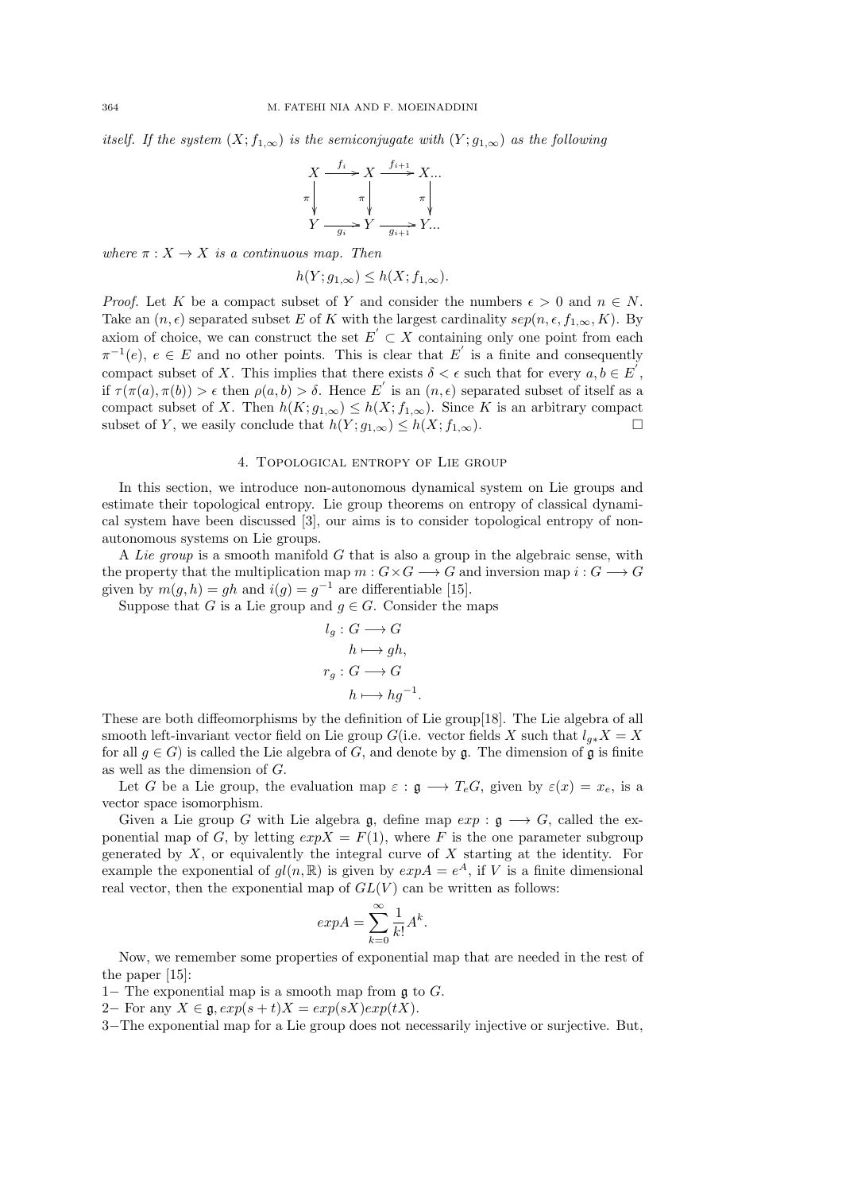*itself. If the system $(X; f_{1,\infty})$ is the semiconjugate with $(Y; g_{1,\infty})$ as the following*

$$\begin{array}{ccccc} X & \xrightarrow{f_i} & X & \xrightarrow{f_{i+1}} & X... \\ \downarrow \pi & & \downarrow \pi & & \downarrow \pi \\ Y & \xrightarrow[g_i]{} & Y & \xrightarrow[g_{i+1}]{} & Y... \end{array}$$

*where $\pi : X \to X$ is a continuous map. Then*

$$h(Y; g_{1,\infty}) \leq h(X; f_{1,\infty}).$$

*Proof.* Let $K$ be a compact subset of $Y$ and consider the numbers $\epsilon > 0$ and $n \in N$. Take an $(n, \epsilon)$ separated subset $E$ of $K$ with the largest cardinality $sep(n, \epsilon, f_{1,\infty}, K)$. By axiom of choice, we can construct the set $E^{'} \subset X$ containing only one point from each $\pi^{-1}(e)$, $e \in E$ and no other points. This is clear that $E^{'}$ is a finite and consequently compact subset of $X$. This implies that there exists $\delta < \epsilon$ such that for every $a, b \in E^{'}$, if $\tau(\pi(a), \pi(b)) > \epsilon$ then $\rho(a, b) > \delta$. Hence $E^{'}$ is an $(n, \epsilon)$ separated subset of itself as a compact subset of $X$. Then $h(K; g_{1,\infty}) \leq h(X; f_{1,\infty})$. Since $K$ is an arbitrary compact subset of $Y$, we easily conclude that $h(Y; g_{1,\infty}) \leq h(X; f_{1,\infty})$. □

## 4. Topological entropy of Lie group

In this section, we introduce non-autonomous dynamical system on Lie groups and estimate their topological entropy. Lie group theorems on entropy of classical dynamical system have been discussed [3], our aims is to consider topological entropy of non-autonomous systems on Lie groups.

A *Lie group* is a smooth manifold $G$ that is also a group in the algebraic sense, with the property that the multiplication map $m : G \times G \longrightarrow G$ and inversion map $i : G \longrightarrow G$ given by $m(g, h) = gh$ and $i(g) = g^{-1}$ are differentiable [15].

Suppose that $G$ is a Lie group and $g \in G$. Consider the maps

$$\begin{aligned} l_g : G &\longrightarrow G \\ h &\longmapsto gh, \\ r_g : G &\longrightarrow G \\ h &\longmapsto hg^{-1}. \end{aligned}$$

These are both diffeomorphisms by the definition of Lie group[18]. The Lie algebra of all smooth left-invariant vector field on Lie group $G$(i.e. vector fields $X$ such that $l_{g*}X = X$ for all $g \in G$) is called the Lie algebra of $G$, and denote by $\mathfrak{g}$. The dimension of $\mathfrak{g}$ is finite as well as the dimension of $G$.

Let $G$ be a Lie group, the evaluation map $\varepsilon : \mathfrak{g} \longrightarrow T_eG$, given by $\varepsilon(x) = x_e$, is a vector space isomorphism.

Given a Lie group $G$ with Lie algebra $\mathfrak{g}$, define map $exp : \mathfrak{g} \longrightarrow G$, called the exponential map of $G$, by letting $expX = F(1)$, where $F$ is the one parameter subgroup generated by $X$, or equivalently the integral curve of $X$ starting at the identity. For example the exponential of $gl(n, \mathbb{R})$ is given by $expA = e^A$, if $V$ is a finite dimensional real vector, then the exponential map of $GL(V)$ can be written as follows:

$$expA = \sum_{k=0}^{\infty} \frac{1}{k!} A^k.$$

Now, we remember some properties of exponential map that are needed in the rest of the paper [15]:

1− The exponential map is a smooth map from $\mathfrak{g}$ to $G$.

2− For any $X \in \mathfrak{g}, exp(s + t)X = exp(sX)exp(tX)$.

3−The exponential map for a Lie group does not necessarily injective or surjective. But,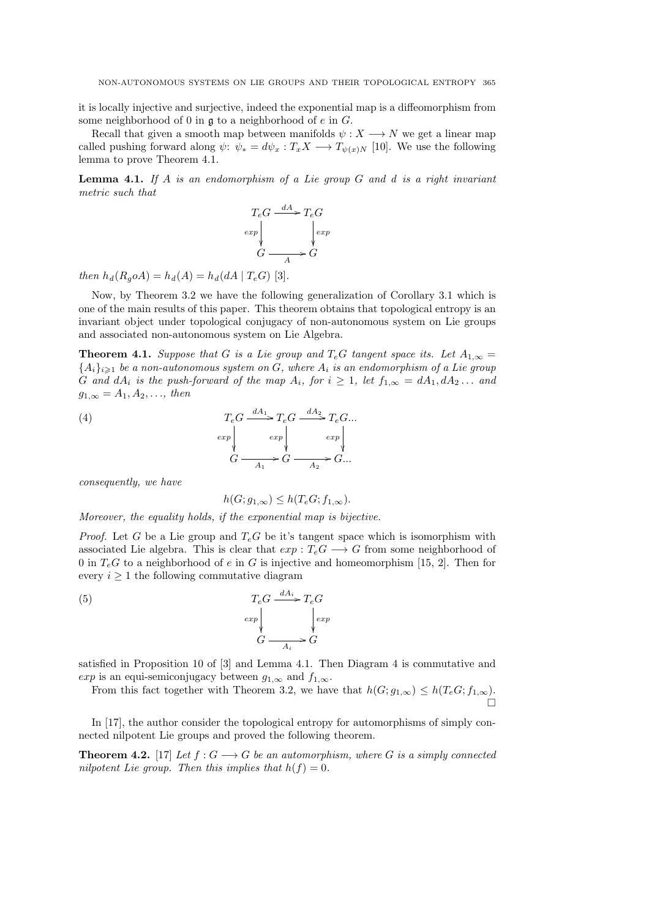it is locally injective and surjective, indeed the exponential map is a diffeomorphism from some neighborhood of 0 in $\mathfrak{g}$ to a neighborhood of $e$ in $G$.

Recall that given a smooth map between manifolds $\psi : X \longrightarrow N$ we get a linear map called pushing forward along $\psi$: $\psi_* = d\psi_x : T_x X \longrightarrow T_{\psi(x)N}$ [10]. We use the following lemma to prove Theorem 4.1.

**Lemma 4.1.** *If $A$ is an endomorphism of a Lie group $G$ and $d$ is a right invariant metric such that*

$$\begin{array}{ccc} T_eG & \xrightarrow{dA} & T_eG \\ \downarrow{\scriptstyle exp} & & \downarrow{\scriptstyle exp} \\ G & \xrightarrow[A]{} & G \end{array}$$

*then $h_d(R_g o A) = h_d(A) = h_d(dA \mid T_eG)$ [3].*

Now, by Theorem 3.2 we have the following generalization of Corollary 3.1 which is one of the main results of this paper. This theorem obtains that topological entropy is an invariant object under topological conjugacy of non-autonomous system on Lie groups and associated non-autonomous system on Lie Algebra.

**Theorem 4.1.** *Suppose that $G$ is a Lie group and $T_eG$ tangent space its. Let $A_{1,\infty} = \{A_i\}_{i\geqslant 1}$ be a non-autonomous system on $G$, where $A_i$ is an endomorphism of a Lie group $G$ and $dA_i$ is the push-forward of the map $A_i$, for $i \geq 1$, let $f_{1,\infty} = dA_1, dA_2 \ldots$ and $g_{1,\infty} = A_1, A_2, \ldots$, then*

$$\begin{array}{ccccc} T_eG & \xrightarrow{dA_1} & T_eG & \xrightarrow{dA_2} & T_eG... \\ \downarrow{\scriptstyle exp} & & \downarrow{\scriptstyle exp} & & \downarrow{\scriptstyle exp} \\ G & \xrightarrow[A_1]{} & G & \xrightarrow[A_2]{} & G... \end{array} \tag{4}$$

*consequently, we have*

$$h(G; g_{1,\infty}) \leq h(T_eG; f_{1,\infty}).$$

*Moreover, the equality holds, if the exponential map is bijective.*

*Proof.* Let $G$ be a Lie group and $T_eG$ be it's tangent space which is isomorphism with associated Lie algebra. This is clear that $exp : T_eG \longrightarrow G$ from some neighborhood of 0 in $T_eG$ to a neighborhood of $e$ in $G$ is injective and homeomorphism [15, 2]. Then for every $i \geq 1$ the following commutative diagram

$$\begin{array}{ccc} T_eG & \xrightarrow{dA_i} & T_eG \\ \downarrow{\scriptstyle exp} & & \downarrow{\scriptstyle exp} \\ G & \xrightarrow[A_i]{} & G \end{array} \tag{5}$$

satisfied in Proposition 10 of [3] and Lemma 4.1. Then Diagram 4 is commutative and $exp$ is an equi-semiconjugacy between $g_{1,\infty}$ and $f_{1,\infty}$.

From this fact together with Theorem 3.2, we have that $h(G; g_{1,\infty}) \leq h(T_eG; f_{1,\infty})$. □

In [17], the author consider the topological entropy for automorphisms of simply connected nilpotent Lie groups and proved the following theorem.

**Theorem 4.2.** [17] *Let $f : G \longrightarrow G$ be an automorphism, where $G$ is a simply connected nilpotent Lie group. Then this implies that $h(f) = 0$.*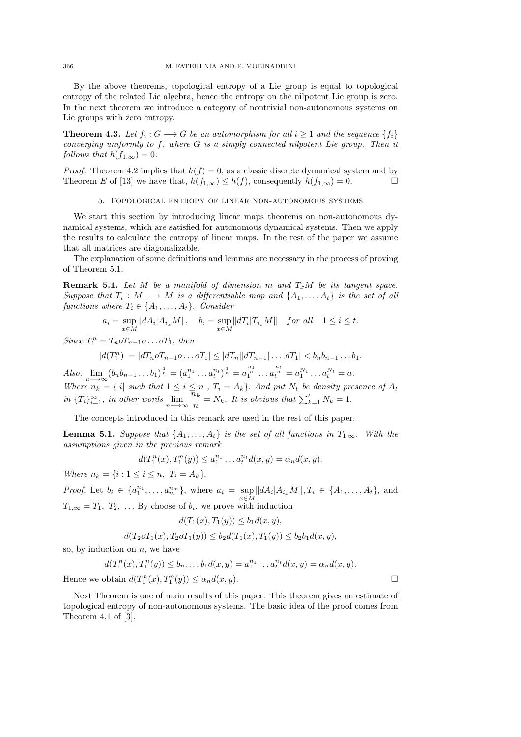By the above theorems, topological entropy of a Lie group is equal to topological entropy of the related Lie algebra, hence the entropy on the nilpotent Lie group is zero. In the next theorem we introduce a category of nontrivial non-autonomous systems on Lie groups with zero entropy.

**Theorem 4.3.** *Let $f_i : G \longrightarrow G$ be an automorphism for all $i \geq 1$ and the sequence $\{f_i\}$ converging uniformly to $f$, where $G$ is a simply connected nilpotent Lie group. Then it follows that $h(f_{1,\infty}) = 0$.*

*Proof.* Theorem 4.2 implies that $h(f) = 0$, as a classic discrete dynamical system and by Theorem E of [13] we have that, $h(f_{1,\infty}) \leq h(f)$, consequently $h(f_{1,\infty}) = 0$. □

## 5. Topological entropy of linear non-autonomous systems

We start this section by introducing linear maps theorems on non-autonomous dynamical systems, which are satisfied for autonomous dynamical systems. Then we apply the results to calculate the entropy of linear maps. In the rest of the paper we assume that all matrices are diagonalizable.

The explanation of some definitions and lemmas are necessary in the process of proving of Theorem 5.1.

**Remark 5.1.** *Let $M$ be a manifold of dimension $m$ and $T_xM$ be its tangent space. Suppose that $T_i : M \longrightarrow M$ is a differentiable map and $\{A_1, \dots, A_t\}$ is the set of all functions where $T_i \in \{A_1, \dots, A_t\}$. Consider*

$$a_i = \sup_{x \in M} \|dA_i|A_{i_x}M\|, \quad b_i = \sup_{x \in M} \|dT_i|T_{i_x}M\| \quad \text{for all} \quad 1 \leq i \leq t.$$

*Since $T_1^n = T_n o T_{n-1} o \dots o T_1$, then*

$$|d(T_1^n)| = |dT_n o T_{n-1} o \dots o T_1| \leq |dT_n||dT_{n-1}| \dots |dT_1| < b_n b_{n-1} \dots b_1.$$

*Also, $\lim_{n \longrightarrow \infty} (b_n b_{n-1} \dots b_1)^{\frac{1}{n}} = (a_1^{n_1} \dots a_t^{n_t})^{\frac{1}{n}} = a_1^{\frac{n_1}{n}} \dots a_t^{\frac{n_t}{n}} = a_1^{N_1} \dots a_t^{N_t} = a.$*
*Where $n_k = \{|i| \text{ such that } 1 \leq i \leq n\ ,\ T_i = A_k\}$. And put $N_t$ be density presence of $A_t$ in $\{T_i\}_{i=1}^{\infty}$, in other words $\lim_{n \longrightarrow \infty} \frac{n_k}{n} = N_k$. It is obvious that $\sum_{k=1}^{t} N_k = 1$.*

The concepts introduced in this remark are used in the rest of this paper.

**Lemma 5.1.** *Suppose that $\{A_1, \dots, A_t\}$ is the set of all functions in $T_{1,\infty}$. With the assumptions given in the previous remark*

$$d(T_1^n(x), T_1^n(y)) \leq a_1^{n_1} \dots a_t^{n_t} d(x, y) = \alpha_n d(x, y).$$

*Where $n_k = \{i : 1 \leq i \leq n,\ T_i = A_k\}$.*

*Proof.* Let $b_i \in \{a_1^{n_1}, \dots, a_m^{n_m}\}$, where $a_i = \sup_{x \in M} \|dA_i|A_{i_x}M\|, T_i \in \{A_1, \dots, A_t\}$, and $T_{1,\infty} = T_1,\ T_2,\ \dots$ By choose of $b_i$, we prove with induction

$$d(T_1(x), T_1(y)) \leq b_1 d(x, y),$$

$$d(T_2 o T_1(x), T_2 o T_1(y)) \leq b_2 d(T_1(x), T_1(y)) \leq b_2 b_1 d(x, y),$$

so, by induction on $n$, we have

$$d(T_1^n(x), T_1^n(y)) \leq b_n. \dots b_1 d(x, y) = a_1^{n_1} \dots a_t^{n_t} d(x, y) = \alpha_n d(x, y).$$

Hence we obtain $d(T_1^n(x), T_1^n(y)) \leq \alpha_n d(x, y)$. □

Next Theorem is one of main results of this paper. This theorem gives an estimate of topological entropy of non-autonomous systems. The basic idea of the proof comes from Theorem 4.1 of [3].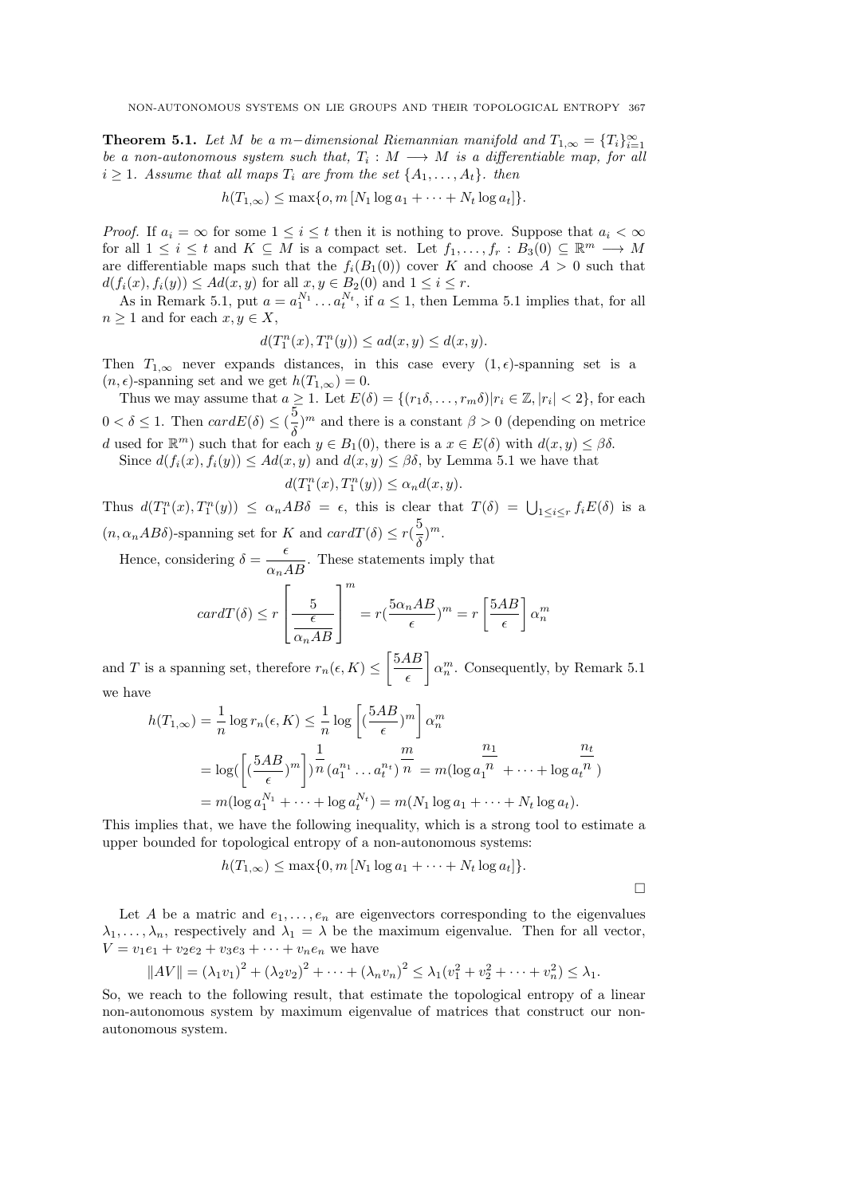**Theorem 5.1.** *Let $M$ be a $m-$dimensional Riemannian manifold and $T_{1,\infty} = \{T_i\}_{i=1}^{\infty}$ be a non-autonomous system such that, $T_i : M \longrightarrow M$ is a differentiable map, for all $i \geq 1$. Assume that all maps $T_i$ are from the set $\{A_1, \dots, A_t\}$. then*

$$h(T_{1,\infty}) \leq \max\{o, m\,[N_1 \log a_1 + \cdots + N_t \log a_t]\}.$$

*Proof.* If $a_i = \infty$ for some $1 \leq i \leq t$ then it is nothing to prove. Suppose that $a_i < \infty$ for all $1 \leq i \leq t$ and $K \subseteq M$ is a compact set. Let $f_1, \dots, f_r : B_3(0) \subseteq \mathbb{R}^m \longrightarrow M$ are differentiable maps such that the $f_i(B_1(0))$ cover $K$ and choose $A > 0$ such that $d(f_i(x), f_i(y)) \leq Ad(x, y)$ for all $x, y \in B_2(0)$ and $1 \leq i \leq r$.

As in Remark 5.1, put $a = a_1^{N_1} \dots a_t^{N_t}$, if $a \leq 1$, then Lemma 5.1 implies that, for all $n \geq 1$ and for each $x, y \in X$,

$$d(T_1^n(x), T_1^n(y)) \leq ad(x, y) \leq d(x, y).$$

Then $T_{1,\infty}$ never expands distances, in this case every $(1, \epsilon)$-spanning set is a $(n, \epsilon)$-spanning set and we get $h(T_{1,\infty}) = 0$.

Thus we may assume that $a \geq 1$. Let $E(\delta) = \{(r_1\delta, \dots, r_m\delta) | r_i \in \mathbb{Z}, |r_i| < 2\}$, for each $0 < \delta \leq 1$. Then $cardE(\delta) \leq (\frac{5}{\delta})^m$ and there is a constant $\beta > 0$ (depending on metrice $d$ used for $\mathbb{R}^m$) such that for each $y \in B_1(0)$, there is a $x \in E(\delta)$ with $d(x, y) \leq \beta\delta$.

Since $d(f_i(x), f_i(y)) \leq Ad(x, y)$ and $d(x, y) \leq \beta\delta$, by Lemma 5.1 we have that

$$d(T_1^n(x), T_1^n(y)) \leq \alpha_n d(x, y).$$

Thus $d(T_1^n(x), T_1^n(y)) \leq \alpha_n AB\delta = \epsilon$, this is clear that $T(\delta) = \bigcup_{1 \leq i \leq r} f_i E(\delta)$ is a $(n, \alpha_n AB\delta)$-spanning set for $K$ and $cardT(\delta) \leq r(\frac{5}{\delta})^m$.

Hence, considering $\delta = \dfrac{\epsilon}{\alpha_n AB}$. These statements imply that

$$cardT(\delta) \leq r\left[\frac{5}{\dfrac{\epsilon}{\alpha_n AB}}\right]^m = r(\frac{5\alpha_n AB}{\epsilon})^m = r\left[\frac{5AB}{\epsilon}\right]\alpha_n^m$$

and $T$ is a spanning set, therefore $r_n(\epsilon, K) \leq \left[\dfrac{5AB}{\epsilon}\right]\alpha_n^m$. Consequently, by Remark 5.1 we have

$$\begin{aligned}
h(T_{1,\infty}) &= \frac{1}{n}\log r_n(\epsilon, K) \leq \frac{1}{n}\log\left[(\frac{5AB}{\epsilon})^m\right]\alpha_n^m \\
&= \log(\left[(\frac{5AB}{\epsilon})^m\right])^{\frac{1}{n}}(a_1^{n_1}\dots a_t^{n_t})^{\frac{m}{n}} = m(\log a_1^{\frac{n_1}{n}} + \cdots + \log a_t^{\frac{n_t}{n}}) \\
&= m(\log a_1^{N_1} + \cdots + \log a_t^{N_t}) = m(N_1 \log a_1 + \cdots + N_t \log a_t).
\end{aligned}$$

This implies that, we have the following inequality, which is a strong tool to estimate a upper bounded for topological entropy of a non-autonomous systems:

$$h(T_{1,\infty}) \leq \max\{0, m\,[N_1 \log a_1 + \cdots + N_t \log a_t]\}.$$

□

Let $A$ be a matric and $e_1, \dots, e_n$ are eigenvectors corresponding to the eigenvalues $\lambda_1, \dots, \lambda_n$, respectively and $\lambda_1 = \lambda$ be the maximum eigenvalue. Then for all vector, $V = v_1e_1 + v_2e_2 + v_3e_3 + \cdots + v_ne_n$ we have

$$\|AV\| = (\lambda_1 v_1)^2 + (\lambda_2 v_2)^2 + \cdots + (\lambda_n v_n)^2 \leq \lambda_1(v_1^2 + v_2^2 + \cdots + v_n^2) \leq \lambda_1.$$

So, we reach to the following result, that estimate the topological entropy of a linear non-autonomous system by maximum eigenvalue of matrices that construct our non-autonomous system.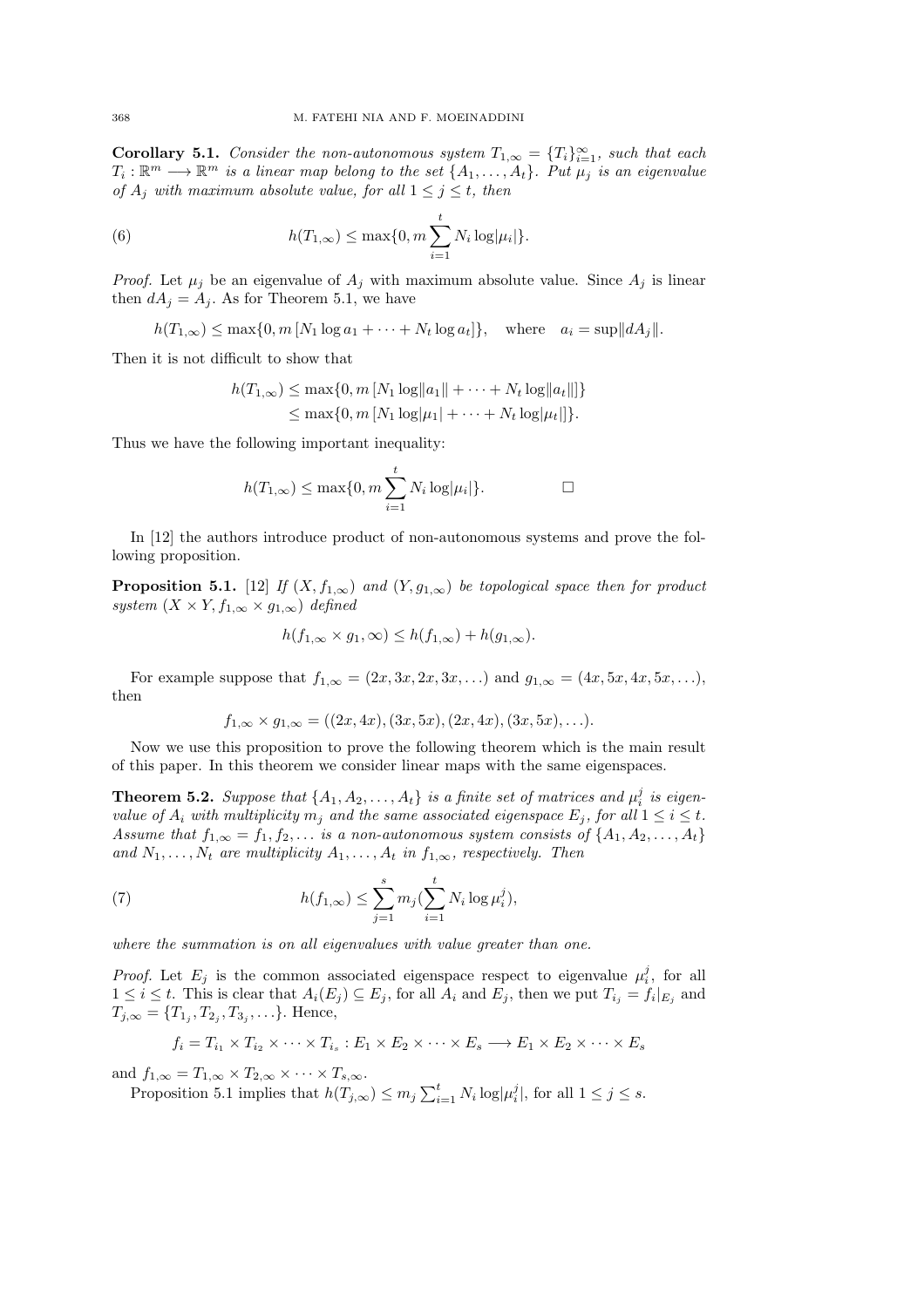**Corollary 5.1.** *Consider the non-autonomous system $T_{1,\infty} = \{T_i\}_{i=1}^{\infty}$, such that each $T_i : \mathbb{R}^m \longrightarrow \mathbb{R}^m$ is a linear map belong to the set $\{A_1, \ldots, A_t\}$. Put $\mu_j$ is an eigenvalue of $A_j$ with maximum absolute value, for all $1 \leq j \leq t$, then*

$$h(T_{1,\infty}) \leq \max\{0, m \sum_{i=1}^{t} N_i \log|\mu_i|\}. \tag{6}$$

*Proof.* Let $\mu_j$ be an eigenvalue of $A_j$ with maximum absolute value. Since $A_j$ is linear then $dA_j = A_j$. As for Theorem 5.1, we have

$$h(T_{1,\infty}) \leq \max\{0, m\,[N_1 \log a_1 + \cdots + N_t \log a_t]\}, \quad \text{where} \quad a_i = \sup\|dA_i\|.$$

Then it is not difficult to show that

$$\begin{aligned} h(T_{1,\infty}) &\leq \max\{0, m\,[N_1 \log\|a_1\| + \cdots + N_t \log\|a_t\|]\} \\ &\leq \max\{0, m\,[N_1 \log|\mu_1| + \cdots + N_t \log|\mu_t|]\}. \end{aligned}$$

Thus we have the following important inequality:

$$h(T_{1,\infty}) \leq \max\{0, m \sum_{i=1}^{t} N_i \log|\mu_i|\}. \qquad \square$$

In [12] the authors introduce product of non-autonomous systems and prove the following proposition.

**Proposition 5.1.** [12] *If $(X, f_{1,\infty})$ and $(Y, g_{1,\infty})$ be topological space then for product system $(X \times Y, f_{1,\infty} \times g_{1,\infty})$ defined*

$$h(f_{1,\infty} \times g_{1}, \infty) \leq h(f_{1,\infty}) + h(g_{1,\infty}).$$

For example suppose that $f_{1,\infty} = (2x, 3x, 2x, 3x, \ldots)$ and $g_{1,\infty} = (4x, 5x, 4x, 5x, \ldots)$, then

$$f_{1,\infty} \times g_{1,\infty} = ((2x, 4x), (3x, 5x), (2x, 4x), (3x, 5x), \ldots).$$

Now we use this proposition to prove the following theorem which is the main result of this paper. In this theorem we consider linear maps with the same eigenspaces.

**Theorem 5.2.** *Suppose that $\{A_1, A_2, \ldots, A_t\}$ is a finite set of matrices and $\mu_i^j$ is eigenvalue of $A_i$ with multiplicity $m_j$ and the same associated eigenspace $E_j$, for all $1 \leq i \leq t$. Assume that $f_{1,\infty} = f_1, f_2, \ldots$ is a non-autonomous system consists of $\{A_1, A_2, \ldots, A_t\}$ and $N_1, \ldots, N_t$ are multiplicity $A_1, \ldots, A_t$ in $f_{1,\infty}$, respectively. Then*

$$h(f_{1,\infty}) \leq \sum_{j=1}^{s} m_j (\sum_{i=1}^{t} N_i \log \mu_i^j), \tag{7}$$

*where the summation is on all eigenvalues with value greater than one.*

*Proof.* Let $E_j$ is the common associated eigenspace respect to eigenvalue $\mu_i^j$, for all $1 \leq i \leq t$. This is clear that $A_i(E_j) \subseteq E_j$, for all $A_i$ and $E_j$, then we put $T_{i_j} = f_i|_{E_j}$ and $T_{j,\infty} = \{T_{1_j}, T_{2_j}, T_{3_j}, \ldots\}$. Hence,

$$f_i = T_{i_1} \times T_{i_2} \times \cdots \times T_{i_s} : E_1 \times E_2 \times \cdots \times E_s \longrightarrow E_1 \times E_2 \times \cdots \times E_s$$

and $f_{1,\infty} = T_{1,\infty} \times T_{2,\infty} \times \cdots \times T_{s,\infty}$.

Proposition 5.1 implies that $h(T_{j,\infty}) \leq m_j \sum_{i=1}^{t} N_i \log|\mu_i^j|$, for all $1 \leq j \leq s$.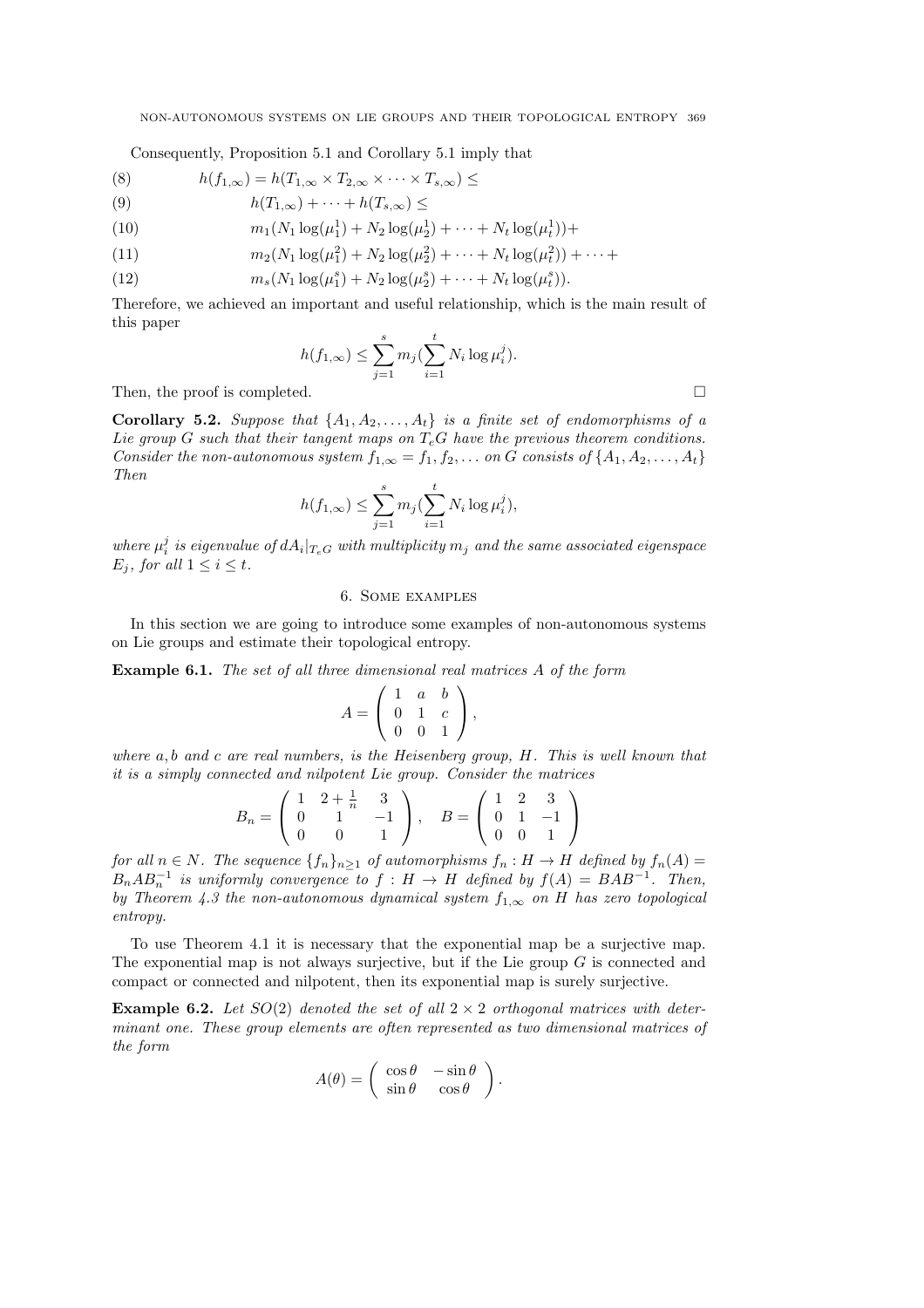Consequently, Proposition 5.1 and Corollary 5.1 imply that

$$h(f_{1,\infty}) = h(T_{1,\infty} \times T_{2,\infty} \times \cdots \times T_{s,\infty}) \leq \tag{8}$$

$$h(T_{1,\infty}) + \cdots + h(T_{s,\infty}) \leq \tag{9}$$

$$m_1(N_1 \log(\mu_1^1) + N_2 \log(\mu_2^1) + \cdots + N_t \log(\mu_t^1)) + \tag{10}$$

$$m_2(N_1 \log(\mu_1^2) + N_2 \log(\mu_2^2) + \cdots + N_t \log(\mu_t^2)) + \cdots + \tag{11}$$

$$m_s(N_1 \log(\mu_1^s) + N_2 \log(\mu_2^s) + \cdots + N_t \log(\mu_t^s)). \tag{12}$$

Therefore, we achieved an important and useful relationship, which is the main result of this paper

$$h(f_{1,\infty}) \leq \sum_{j=1}^{s} m_j (\sum_{i=1}^{t} N_i \log \mu_i^j).$$

Then, the proof is completed. □

**Corollary 5.2.** *Suppose that $\{A_1, A_2, \ldots, A_t\}$ is a finite set of endomorphisms of a Lie group $G$ such that their tangent maps on $T_eG$ have the previous theorem conditions. Consider the non-autonomous system $f_{1,\infty} = f_1, f_2, \ldots$ on $G$ consists of $\{A_1, A_2, \ldots, A_t\}$ Then*

$$h(f_{1,\infty}) \leq \sum_{j=1}^{s} m_j (\sum_{i=1}^{t} N_i \log \mu_i^j),$$

*where $\mu_i^j$ is eigenvalue of $dA_i|_{T_eG}$ with multiplicity $m_j$ and the same associated eigenspace $E_j$, for all $1 \leq i \leq t$.*

## 6. Some examples

In this section we are going to introduce some examples of non-autonomous systems on Lie groups and estimate their topological entropy.

**Example 6.1.** *The set of all three dimensional real matrices $A$ of the form*

$$A = \begin{pmatrix} 1 & a & b \\ 0 & 1 & c \\ 0 & 0 & 1 \end{pmatrix},$$

*where $a, b$ and $c$ are real numbers, is the Heisenberg group, $H$. This is well known that it is a simply connected and nilpotent Lie group. Consider the matrices*

$$B_n = \begin{pmatrix} 1 & 2 + \frac{1}{n} & 3 \\ 0 & 1 & -1 \\ 0 & 0 & 1 \end{pmatrix}, \quad B = \begin{pmatrix} 1 & 2 & 3 \\ 0 & 1 & -1 \\ 0 & 0 & 1 \end{pmatrix}$$

*for all $n \in N$. The sequence $\{f_n\}_{n \geq 1}$ of automorphisms $f_n : H \to H$ defined by $f_n(A) = B_n A B_n^{-1}$ is uniformly convergence to $f : H \to H$ defined by $f(A) = BAB^{-1}$. Then, by Theorem 4.3 the non-autonomous dynamical system $f_{1,\infty}$ on $H$ has zero topological entropy.*

To use Theorem 4.1 it is necessary that the exponential map be a surjective map. The exponential map is not always surjective, but if the Lie group $G$ is connected and compact or connected and nilpotent, then its exponential map is surely surjective.

**Example 6.2.** *Let $SO(2)$ denoted the set of all $2 \times 2$ orthogonal matrices with determinant one. These group elements are often represented as two dimensional matrices of the form*

$$A(\theta) = \begin{pmatrix} \cos\theta & -\sin\theta \\ \sin\theta & \cos\theta \end{pmatrix}.$$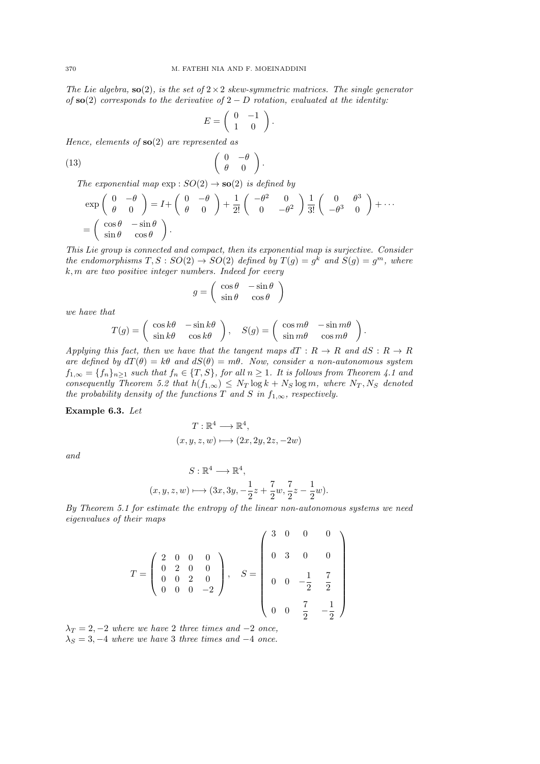*The Lie algebra, $\mathbf{so}(2)$, is the set of $2\times 2$ skew-symmetric matrices. The single generator of $\mathbf{so}(2)$ corresponds to the derivative of $2-D$ rotation, evaluated at the identity:*

$$E = \begin{pmatrix} 0 & -1 \\ 1 & 0 \end{pmatrix}.$$

*Hence, elements of $\mathbf{so}(2)$ are represented as*

$$\begin{pmatrix} 0 & -\theta \\ \theta & 0 \end{pmatrix}. \tag{13}$$

*The exponential map $\exp : SO(2) \to \mathbf{so}(2)$ is defined by*

$$\exp\begin{pmatrix} 0 & -\theta \\ \theta & 0 \end{pmatrix} = I + \begin{pmatrix} 0 & -\theta \\ \theta & 0 \end{pmatrix} + \frac{1}{2!}\begin{pmatrix} -\theta^2 & 0 \\ 0 & -\theta^2 \end{pmatrix} \frac{1}{3!}\begin{pmatrix} 0 & \theta^3 \\ -\theta^3 & 0 \end{pmatrix} + \cdots$$
$$= \begin{pmatrix} \cos\theta & -\sin\theta \\ \sin\theta & \cos\theta \end{pmatrix}.$$

*This Lie group is connected and compact, then its exponential map is surjective. Consider the endomorphisms $T, S : SO(2) \to SO(2)$ defined by $T(g) = g^k$ and $S(g) = g^m$, where $k, m$ are two positive integer numbers. Indeed for every*

$$g = \begin{pmatrix} \cos\theta & -\sin\theta \\ \sin\theta & \cos\theta \end{pmatrix}$$

*we have that*

$$T(g) = \begin{pmatrix} \cos k\theta & -\sin k\theta \\ \sin k\theta & \cos k\theta \end{pmatrix}, \quad S(g) = \begin{pmatrix} \cos m\theta & -\sin m\theta \\ \sin m\theta & \cos m\theta \end{pmatrix}.$$

*Applying this fact, then we have that the tangent maps $dT : R \to R$ and $dS : R \to R$ are defined by $dT(\theta) = k\theta$ and $dS(\theta) = m\theta$. Now, consider a non-autonomous system $f_{1,\infty} = \{f_n\}_{n\geq 1}$ such that $f_n \in \{T, S\}$, for all $n \geq 1$. It is follows from Theorem 4.1 and consequently Theorem 5.2 that $h(f_{1,\infty}) \leq N_T \log k + N_S \log m$, where $N_T, N_S$ denoted the probability density of the functions $T$ and $S$ in $f_{1,\infty}$, respectively.*

**Example 6.3.** *Let*

$$T : \mathbb{R}^4 \longrightarrow \mathbb{R}^4,$$
$$(x, y, z, w) \longmapsto (2x, 2y, 2z, -2w)$$

*and*

$$S : \mathbb{R}^4 \longrightarrow \mathbb{R}^4,$$
$$(x, y, z, w) \longmapsto (3x, 3y, -\frac{1}{2}z + \frac{7}{2}w, \frac{7}{2}z - \frac{1}{2}w).$$

*By Theorem 5.1 for estimate the entropy of the linear non-autonomous systems we need eigenvalues of their maps*

$$T = \begin{pmatrix} 2 & 0 & 0 & 0 \\ 0 & 2 & 0 & 0 \\ 0 & 0 & 2 & 0 \\ 0 & 0 & 0 & -2 \end{pmatrix}, \quad S = \begin{pmatrix} 3 & 0 & 0 & 0 \\ 0 & 3 & 0 & 0 \\ 0 & 0 & -\frac{1}{2} & \frac{7}{2} \\ 0 & 0 & \frac{7}{2} & -\frac{1}{2} \end{pmatrix}$$

*$\lambda_T = 2, -2$ where we have $2$ three times and $-2$ once,*
*$\lambda_S = 3, -4$ where we have $3$ three times and $-4$ once.*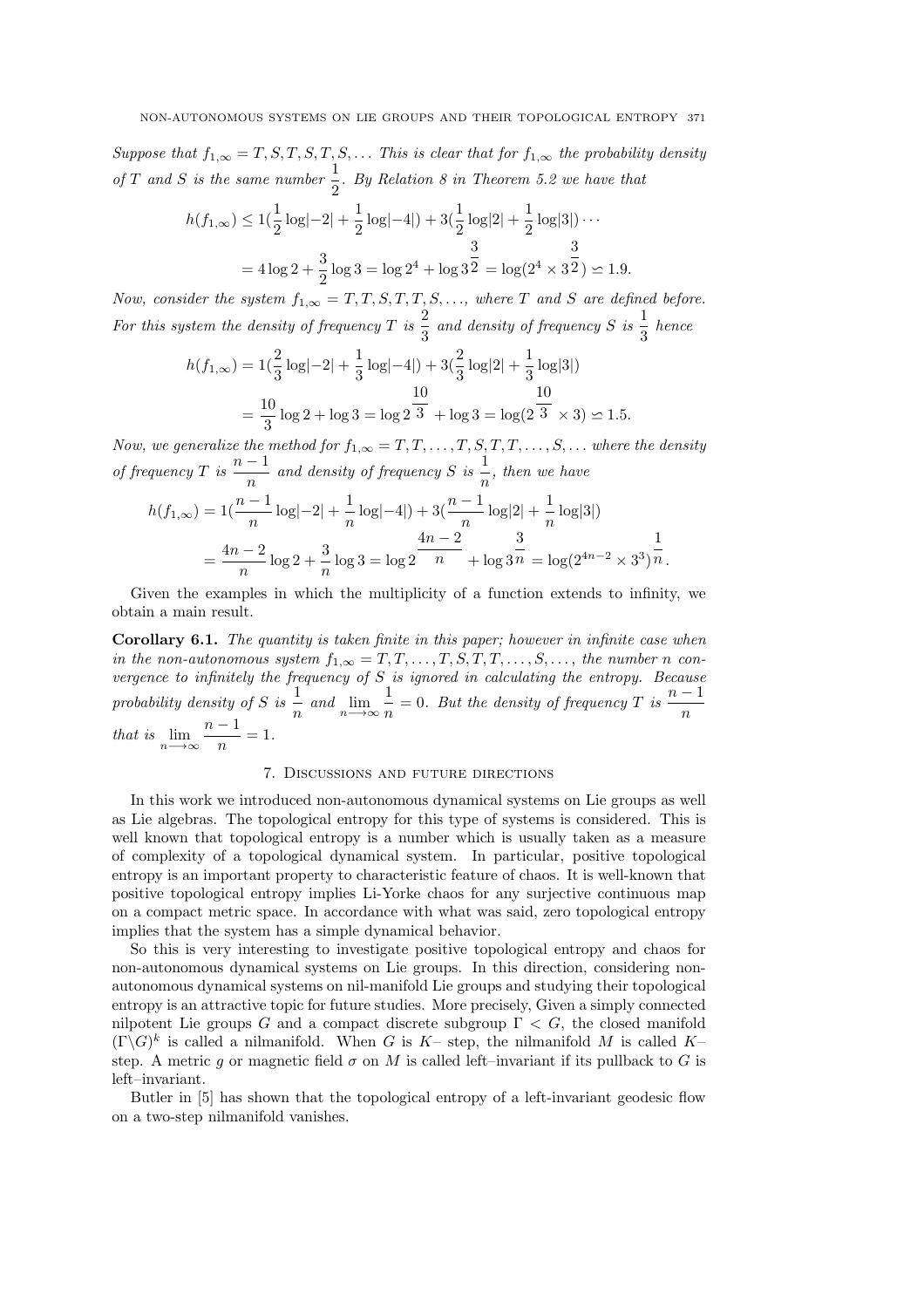*Suppose that $f_{1,\infty} = T, S, T, S, T, S, \dots$ This is clear that for $f_{1,\infty}$ the probability density of $T$ and $S$ is the same number $\frac{1}{2}$. By Relation 8 in Theorem 5.2 we have that*

$$
\begin{aligned}
h(f_{1,\infty}) &\leq 1(\frac{1}{2}\log|-2| + \frac{1}{2}\log|-4|) + 3(\frac{1}{2}\log|2| + \frac{1}{2}\log|3|)\cdots \\
&= 4\log 2 + \frac{3}{2}\log 3 = \log 2^4 + \log 3^{\frac{3}{2}} = \log(2^4 \times 3^{\frac{3}{2}}) \simeq 1.9.
\end{aligned}
$$

*Now, consider the system $f_{1,\infty} = T, T, S, T, T, S, \dots$, where $T$ and $S$ are defined before. For this system the density of frequency $T$ is $\frac{2}{3}$ and density of frequency $S$ is $\frac{1}{3}$ hence*

$$
\begin{aligned}
h(f_{1,\infty}) &= 1(\frac{2}{3}\log|-2| + \frac{1}{3}\log|-4|) + 3(\frac{2}{3}\log|2| + \frac{1}{3}\log|3|) \\
&= \frac{10}{3}\log 2 + \log 3 = \log 2^{\frac{10}{3}} + \log 3 = \log(2^{\frac{10}{3}} \times 3) \simeq 1.5.
\end{aligned}
$$

*Now, we generalize the method for $f_{1,\infty} = T, T, \dots, T, S, T, T, \dots, S, \dots$ where the density of frequency $T$ is $\frac{n-1}{n}$ and density of frequency $S$ is $\frac{1}{n}$, then we have*

$$
\begin{aligned}
h(f_{1,\infty}) &= 1(\frac{n-1}{n}\log|-2| + \frac{1}{n}\log|-4|) + 3(\frac{n-1}{n}\log|2| + \frac{1}{n}\log|3|) \\
&= \frac{4n-2}{n}\log 2 + \frac{3}{n}\log 3 = \log 2^{\frac{4n-2}{n}} + \log 3^{\frac{3}{n}} = \log(2^{4n-2} \times 3^3)^{\frac{1}{n}}.
\end{aligned}
$$

Given the examples in which the multiplicity of a function extends to infinity, we obtain a main result.

**Corollary 6.1.** *The quantity is taken finite in this paper; however in infinite case when in the non-autonomous system $f_{1,\infty} = T, T, \dots, T, S, T, T, \dots, S, \dots$, the number $n$ convergence to infinitely the frequency of $S$ is ignored in calculating the entropy. Because probability density of $S$ is $\frac{1}{n}$ and $\lim_{n\longrightarrow\infty} \frac{1}{n} = 0$. But the density of frequency $T$ is $\frac{n-1}{n}$ that is $\lim_{n\longrightarrow\infty} \frac{n-1}{n} = 1$.*

## 7. Discussions and future directions

In this work we introduced non-autonomous dynamical systems on Lie groups as well as Lie algebras. The topological entropy for this type of systems is considered. This is well known that topological entropy is a number which is usually taken as a measure of complexity of a topological dynamical system. In particular, positive topological entropy is an important property to characteristic feature of chaos. It is well-known that positive topological entropy implies Li-Yorke chaos for any surjective continuous map on a compact metric space. In accordance with what was said, zero topological entropy implies that the system has a simple dynamical behavior.

So this is very interesting to investigate positive topological entropy and chaos for non-autonomous dynamical systems on Lie groups. In this direction, considering non-autonomous dynamical systems on nil-manifold Lie groups and studying their topological entropy is an attractive topic for future studies. More precisely, Given a simply connected nilpotent Lie groups $G$ and a compact discrete subgroup $\Gamma < G$, the closed manifold $(\Gamma\backslash G)^k$ is called a nilmanifold. When $G$ is $K$– step, the nilmanifold $M$ is called $K$–step. A metric $g$ or magnetic field $\sigma$ on $M$ is called left–invariant if its pullback to $G$ is left–invariant.

Butler in [5] has shown that the topological entropy of a left-invariant geodesic flow on a two-step nilmanifold vanishes.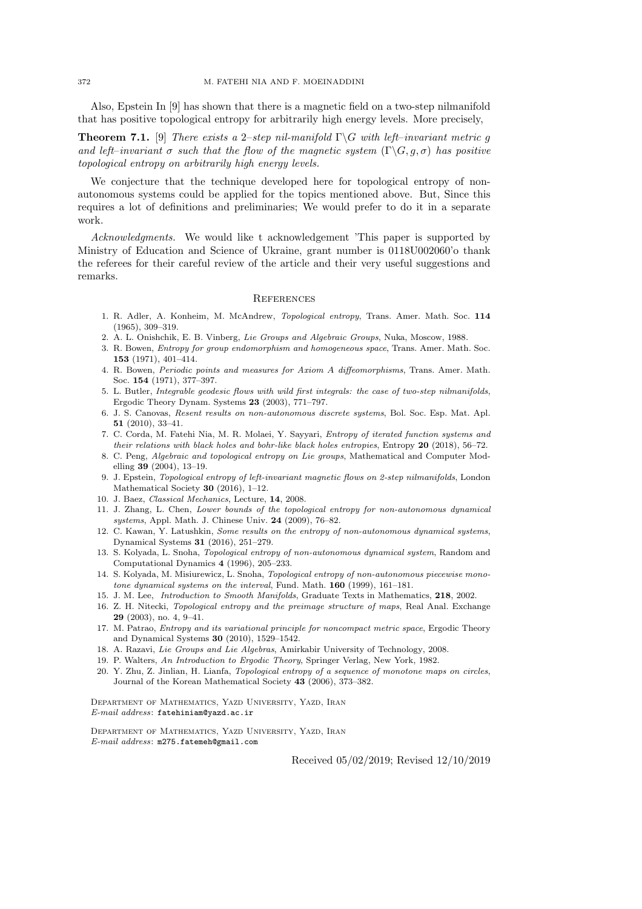Also, Epstein In [9] has shown that there is a magnetic field on a two-step nilmanifold that has positive topological entropy for arbitrarily high energy levels. More precisely,

**Theorem 7.1.** [9] *There exists a* $2$*–step nil-manifold* $\Gamma\backslash G$ *with left–invariant metric* $g$ *and left–invariant* $\sigma$ *such that the flow of the magnetic system* $(\Gamma\backslash G, g, \sigma)$ *has positive topological entropy on arbitrarily high energy levels.*

We conjecture that the technique developed here for topological entropy of non-autonomous systems could be applied for the topics mentioned above. But, Since this requires a lot of definitions and preliminaries; We would prefer to do it in a separate work.

*Acknowledgments.* We would like t acknowledgement 'This paper is supported by Ministry of Education and Science of Ukraine, grant number is 0118U002060'o thank the referees for their careful review of the article and their very useful suggestions and remarks.

## References

1. R. Adler, A. Konheim, M. McAndrew, *Topological entropy*, Trans. Amer. Math. Soc. **114** (1965), 309–319.
2. A. L. Onishchik, E. B. Vinberg, *Lie Groups and Algebraic Groups*, Nuka, Moscow, 1988.
3. R. Bowen, *Entropy for group endomorphism and homogeneous space*, Trans. Amer. Math. Soc. **153** (1971), 401–414.
4. R. Bowen, *Periodic points and measures for Axiom A diffeomorphisms*, Trans. Amer. Math. Soc. **154** (1971), 377–397.
5. L. Butler, *Integrable geodesic flows with wild first integrals: the case of two-step nilmanifolds*, Ergodic Theory Dynam. Systems **23** (2003), 771–797.
6. J. S. Canovas, *Resent results on non-autonomous discrete systems*, Bol. Soc. Esp. Mat. Apl. **51** (2010), 33–41.
7. C. Corda, M. Fatehi Nia, M. R. Molaei, Y. Sayyari, *Entropy of iterated function systems and their relations with black holes and bohr-like black holes entropies*, Entropy **20** (2018), 56–72.
8. C. Peng, *Algebraic and topological entropy on Lie groups*, Mathematical and Computer Modelling **39** (2004), 13–19.
9. J. Epstein, *Topological entropy of left-invariant magnetic flows on 2-step nilmanifolds*, London Mathematical Society **30** (2016), 1–12.
10. J. Baez, *Classical Mechanics*, Lecture, **14**, 2008.
11. J. Zhang, L. Chen, *Lower bounds of the topological entropy for non-autonomous dynamical systems*, Appl. Math. J. Chinese Univ. **24** (2009), 76–82.
12. C. Kawan, Y. Latushkin, *Some results on the entropy of non-autonomous dynamical systems*, Dynamical Systems **31** (2016), 251–279.
13. S. Kolyada, L. Snoha, *Topological entropy of non-autonomous dynamical system*, Random and Computational Dynamics **4** (1996), 205–233.
14. S. Kolyada, M. Misiurewicz, L. Snoha, *Topological entropy of non-autonomous piecewise monotone dynamical systems on the interval*, Fund. Math. **160** (1999), 161–181.
15. J. M. Lee, *Introduction to Smooth Manifolds*, Graduate Texts in Mathematics, **218**, 2002.
16. Z. H. Nitecki, *Topological entropy and the preimage structure of maps*, Real Anal. Exchange **29** (2003), no. 4, 9–41.
17. M. Patrao, *Entropy and its variational principle for noncompact metric space*, Ergodic Theory and Dynamical Systems **30** (2010), 1529–1542.
18. A. Razavi, *Lie Groups and Lie Algebras*, Amirkabir University of Technology, 2008.
19. P. Walters, *An Introduction to Ergodic Theory*, Springer Verlag, New York, 1982.
20. Y. Zhu, Z. Jinlian, H. Lianfa, *Topological entropy of a sequence of monotone maps on circles*, Journal of the Korean Mathematical Society **43** (2006), 373–382.

Department of Mathematics, Yazd University, Yazd, Iran
*E-mail address*: fatehiniam@yazd.ac.ir

Department of Mathematics, Yazd University, Yazd, Iran
*E-mail address*: m275.fatemeh@gmail.com

Received 05/02/2019; Revised 12/10/2019